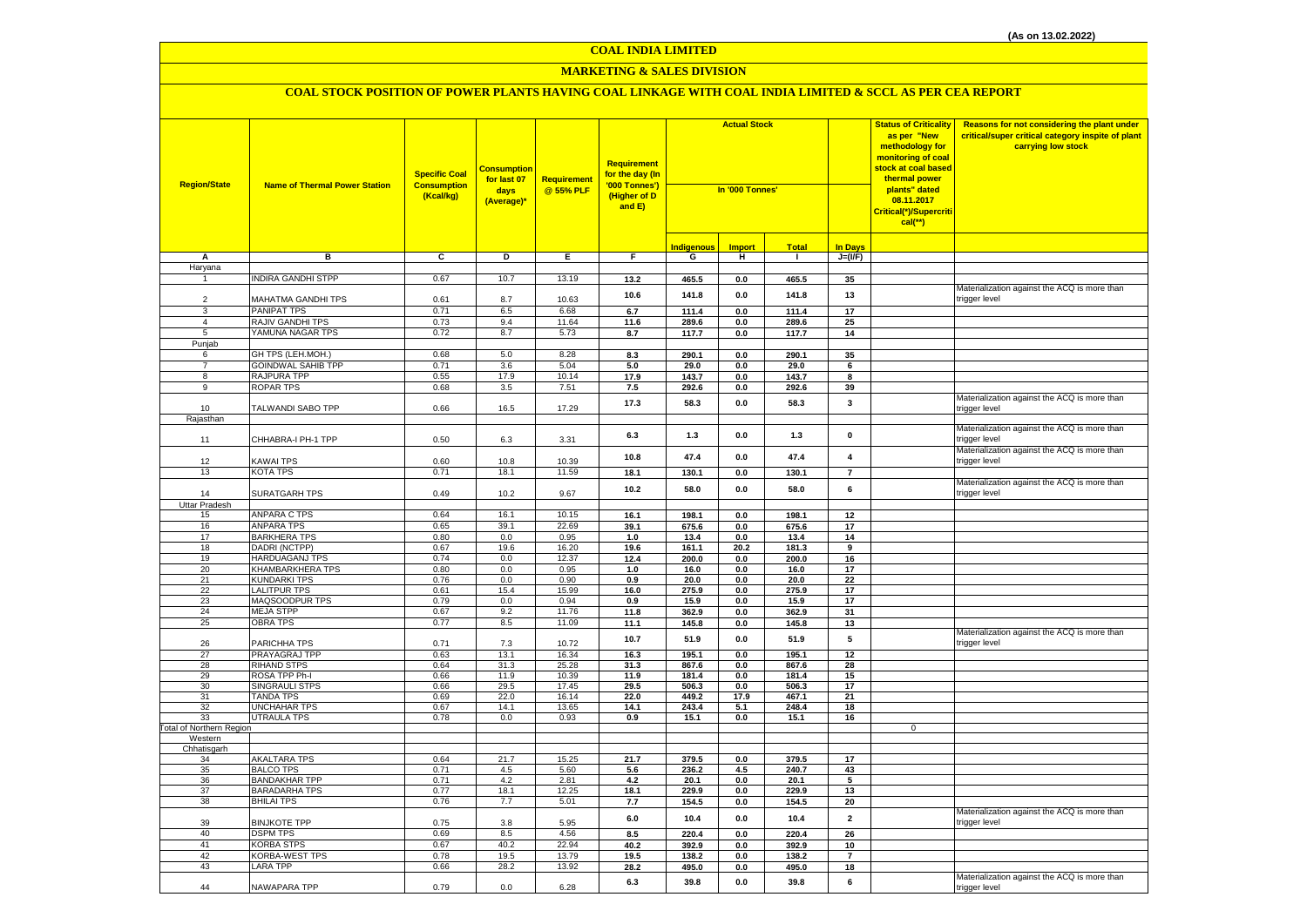(As on 13.02.2022)

# COAL INDIA LIMITED

## MARKETING & SALES DIVISION

### COAL STOCK POSITION OF POWER PLANTS HAVING COAL LINKAGE WITH COAL INDIA LIMITED & SCCL AS PER CEA REPORT

| Region/State | Name of Thermal Power Station | Specific Coal Consumption (Kcal/kg) | Consumption for last 07 days (Average)* | Requirement @ 55% PLF | Requirement for the day (In '000 Tonnes') (Higher of D and E) | Actual Stock In '000 Tonnes' | | | | Status of Criticality as per "New methodology for monitoring of coal stock at coal based thermal power plants" dated 08.11.2017 Critical(*)/Supercritical(**) | Reasons for not considering the plant under critical/super critical category inspite of plant carrying low stock |
|---|---|---|---|---|---|---|---|---|---|---|---|
| | | | | | | Indigenous | Import | Total | In Days | | |
| A | B | C | D | E | F | G | H | I | J=(I/F) | | |
| Haryana | | | | | | | | | | | |
| 1 | INDIRA GANDHI STPP | 0.67 | 10.7 | 13.19 | 13.2 | 465.5 | 0.0 | 465.5 | 35 | | |
| 2 | MAHATMA GANDHI TPS | 0.61 | 8.7 | 10.63 | 10.6 | 141.8 | 0.0 | 141.8 | 13 | | Materialization against the ACQ is more than trigger level |
| 3 | PANIPAT TPS | 0.71 | 6.5 | 6.68 | 6.7 | 111.4 | 0.0 | 111.4 | 17 | | |
| 4 | RAJIV GANDHI TPS | 0.73 | 9.4 | 11.64 | 11.6 | 289.6 | 0.0 | 289.6 | 25 | | |
| 5 | YAMUNA NAGAR TPS | 0.72 | 8.7 | 5.73 | 8.7 | 117.7 | 0.0 | 117.7 | 14 | | |
| Punjab | | | | | | | | | | | |
| 6 | GH TPS (LEH.MOH.) | 0.68 | 5.0 | 8.28 | 8.3 | 290.1 | 0.0 | 290.1 | 35 | | |
| 7 | GOINDWAL SAHIB TPP | 0.71 | 3.6 | 5.04 | 5.0 | 29.0 | 0.0 | 29.0 | 6 | | |
| 8 | RAJPURA TPP | 0.55 | 17.9 | 10.14 | 17.9 | 143.7 | 0.0 | 143.7 | 8 | | |
| 9 | ROPAR TPS | 0.68 | 3.5 | 7.51 | 7.5 | 292.6 | 0.0 | 292.6 | 39 | | |
| 10 | TALWANDI SABO TPP | 0.66 | 16.5 | 17.29 | 17.3 | 58.3 | 0.0 | 58.3 | 3 | | Materialization against the ACQ is more than trigger level |
| Rajasthan | | | | | | | | | | | |
| 11 | CHHABRA-I PH-1 TPP | 0.50 | 6.3 | 3.31 | 6.3 | 1.3 | 0.0 | 1.3 | 0 | | Materialization against the ACQ is more than trigger level |
| 12 | KAWAI TPS | 0.60 | 10.8 | 10.39 | 10.8 | 47.4 | 0.0 | 47.4 | 4 | | Materialization against the ACQ is more than trigger level |
| 13 | KOTA TPS | 0.71 | 18.1 | 11.59 | 18.1 | 130.1 | 0.0 | 130.1 | 7 | | |
| 14 | SURATGARH TPS | 0.49 | 10.2 | 9.67 | 10.2 | 58.0 | 0.0 | 58.0 | 6 | | Materialization against the ACQ is more than trigger level |
| Uttar Pradesh | | | | | | | | | | | |
| 15 | ANPARA C TPS | 0.64 | 16.1 | 10.15 | 16.1 | 198.1 | 0.0 | 198.1 | 12 | | |
| 16 | ANPARA TPS | 0.65 | 39.1 | 22.69 | 39.1 | 675.6 | 0.0 | 675.6 | 17 | | |
| 17 | BARKHERA TPS | 0.80 | 0.0 | 0.95 | 1.0 | 13.4 | 0.0 | 13.4 | 14 | | |
| 18 | DADRI (NCTPP) | 0.67 | 19.6 | 16.20 | 19.6 | 161.1 | 20.2 | 181.3 | 9 | | |
| 19 | HARDUAGANJ TPS | 0.74 | 0.0 | 12.37 | 12.4 | 200.0 | 0.0 | 200.0 | 16 | | |
| 20 | KHAMBARKHERA TPS | 0.80 | 0.0 | 0.95 | 1.0 | 16.0 | 0.0 | 16.0 | 17 | | |
| 21 | KUNDARKI TPS | 0.76 | 0.0 | 0.90 | 0.9 | 20.0 | 0.0 | 20.0 | 22 | | |
| 22 | LALITPUR TPS | 0.61 | 15.4 | 15.99 | 16.0 | 275.9 | 0.0 | 275.9 | 17 | | |
| 23 | MAQSOODPUR TPS | 0.79 | 0.0 | 0.94 | 0.9 | 15.9 | 0.0 | 15.9 | 17 | | |
| 24 | MEJA STPP | 0.67 | 9.2 | 11.76 | 11.8 | 362.9 | 0.0 | 362.9 | 31 | | |
| 25 | OBRA TPS | 0.77 | 8.5 | 11.09 | 11.1 | 145.8 | 0.0 | 145.8 | 13 | | |
| 26 | PARICHHA TPS | 0.71 | 7.3 | 10.72 | 10.7 | 51.9 | 0.0 | 51.9 | 5 | | Materialization against the ACQ is more than trigger level |
| 27 | PRAYAGRAJ TPP | 0.63 | 13.1 | 16.34 | 16.3 | 195.1 | 0.0 | 195.1 | 12 | | |
| 28 | RIHAND STPS | 0.64 | 31.3 | 25.28 | 31.3 | 867.6 | 0.0 | 867.6 | 28 | | |
| 29 | ROSA TPP Ph-I | 0.66 | 11.9 | 10.39 | 11.9 | 181.4 | 0.0 | 181.4 | 15 | | |
| 30 | SINGRAULI STPS | 0.66 | 29.5 | 17.45 | 29.5 | 506.3 | 0.0 | 506.3 | 17 | | |
| 31 | TANDA TPS | 0.69 | 22.0 | 16.14 | 22.0 | 449.2 | 17.9 | 467.1 | 21 | | |
| 32 | UNCHAHAR TPS | 0.67 | 14.1 | 13.65 | 14.1 | 243.4 | 5.1 | 248.4 | 18 | | |
| 33 | UTRAULA TPS | 0.78 | 0.0 | 0.93 | 0.9 | 15.1 | 0.0 | 15.1 | 16 | | |
| Total of Northern Region | | | | | | | | | | 0 | |
| Western | | | | | | | | | | | |
| Chhatisgarh | | | | | | | | | | | |
| 34 | AKALTARA TPS | 0.64 | 21.7 | 15.25 | 21.7 | 379.5 | 0.0 | 379.5 | 17 | | |
| 35 | BALCO TPS | 0.71 | 4.5 | 5.60 | 5.6 | 236.2 | 4.5 | 240.7 | 43 | | |
| 36 | BANDAKHAR TPP | 0.71 | 4.2 | 2.81 | 4.2 | 20.1 | 0.0 | 20.1 | 5 | | |
| 37 | BARADARHA TPS | 0.77 | 18.1 | 12.25 | 18.1 | 229.9 | 0.0 | 229.9 | 13 | | |
| 38 | BHILAI TPS | 0.76 | 7.7 | 5.01 | 7.7 | 154.5 | 0.0 | 154.5 | 20 | | |
| 39 | BINJKOTE TPP | 0.75 | 3.8 | 5.95 | 6.0 | 10.4 | 0.0 | 10.4 | 2 | | Materialization against the ACQ is more than trigger level |
| 40 | DSPM TPS | 0.69 | 8.5 | 4.56 | 8.5 | 220.4 | 0.0 | 220.4 | 26 | | |
| 41 | KORBA STPS | 0.67 | 40.2 | 22.94 | 40.2 | 392.9 | 0.0 | 392.9 | 10 | | |
| 42 | KORBA-WEST TPS | 0.78 | 19.5 | 13.79 | 19.5 | 138.2 | 0.0 | 138.2 | 7 | | |
| 43 | LARA TPP | 0.66 | 28.2 | 13.92 | 28.2 | 495.0 | 0.0 | 495.0 | 18 | | |
| 44 | NAWAPARA TPP | 0.79 | 0.0 | 6.28 | 6.3 | 39.8 | 0.0 | 39.8 | 6 | | Materialization against the ACQ is more than trigger level |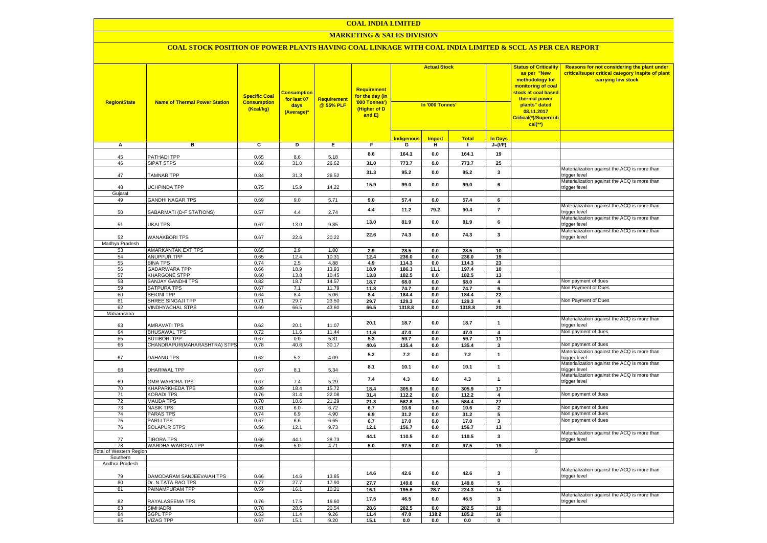# COAL INDIA LIMITED

## MARKETING & SALES DIVISION

### COAL STOCK POSITION OF POWER PLANTS HAVING COAL LINKAGE WITH COAL INDIA LIMITED & SCCL AS PER CEA REPORT

| Region/State | Name of Thermal Power Station | Specific Coal Consumption (Kcal/kg) | Consumption for last 07 days (Average)* | Requirement @ 55% PLF | Requirement for the day (In '000 Tonnes') (Higher of D and E) | Actual Stock In '000 Tonnes' | | | | Status of Criticality as per "New methodology for monitoring of coal stock at coal based thermal power plants" dated 08.11.2017 Critical(*)/Supercritical(**) | Reasons for not considering the plant under critical/super critical category inspite of plant carrying low stock |
|---|---|---|---|---|---|---|---|---|---|---|---|
| | | | | | | Indigenous | Import | Total | In Days | | |
| A | B | C | D | E | F | G | H | I | J=(I/F) | | |
| 45 | PATHADI TPP | 0.65 | 8.6 | 5.18 | 8.6 | 164.1 | 0.0 | 164.1 | 19 | | |
| 46 | SIPAT STPS | 0.68 | 31.0 | 26.62 | 31.0 | 773.7 | 0.0 | 773.7 | 25 | | |
| 47 | TAMNAR TPP | 0.84 | 31.3 | 26.52 | 31.3 | 95.2 | 0.0 | 95.2 | 3 | | Materialization against the ACQ is more than trigger level |
| 48 | UCHPINDA TPP | 0.75 | 15.9 | 14.22 | 15.9 | 99.0 | 0.0 | 99.0 | 6 | | Materialization against the ACQ is more than trigger level |
| Gujarat | | | | | | | | | | | |
| 49 | GANDHI NAGAR TPS | 0.69 | 9.0 | 5.71 | 9.0 | 57.4 | 0.0 | 57.4 | 6 | | |
| 50 | SABARMATI (D-F STATIONS) | 0.57 | 4.4 | 2.74 | 4.4 | 11.2 | 79.2 | 90.4 | 7 | | Materialization against the ACQ is more than trigger level |
| 51 | UKAI TPS | 0.67 | 13.0 | 9.85 | 13.0 | 81.9 | 0.0 | 81.9 | 6 | | Materialization against the ACQ is more than trigger level |
| 52 | WANAKBORI TPS | 0.67 | 22.6 | 20.22 | 22.6 | 74.3 | 0.0 | 74.3 | 3 | | Materialization against the ACQ is more than trigger level |
| Madhya Pradesh | | | | | | | | | | | |
| 53 | AMARKANTAK EXT TPS | 0.65 | 2.9 | 1.80 | 2.9 | 28.5 | 0.0 | 28.5 | 10 | | |
| 54 | ANUPPUR TPP | 0.65 | 12.4 | 10.31 | 12.4 | 236.0 | 0.0 | 236.0 | 19 | | |
| 55 | BINA TPS | 0.74 | 2.5 | 4.88 | 4.9 | 114.3 | 0.0 | 114.3 | 23 | | |
| 56 | GADARWARA TPP | 0.66 | 18.9 | 13.93 | 18.9 | 186.3 | 11.1 | 197.4 | 10 | | |
| 57 | KHARGONE STPP | 0.60 | 13.8 | 10.45 | 13.8 | 182.5 | 0.0 | 182.5 | 13 | | |
| 58 | SANJAY GANDHI TPS | 0.82 | 18.7 | 14.57 | 18.7 | 68.0 | 0.0 | 68.0 | 4 | | Non payment of dues |
| 59 | SATPURA TPS | 0.67 | 7.1 | 11.79 | 11.8 | 74.7 | 0.0 | 74.7 | 6 | | Non Payment of Dues |
| 60 | SEIONI TPP | 0.64 | 8.4 | 5.06 | 8.4 | 184.4 | 0.0 | 184.4 | 22 | | |
| 61 | SHREE SINGAJI TPP | 0.71 | 29.7 | 23.50 | 29.7 | 129.3 | 0.0 | 129.3 | 4 | | Non Payment of Dues |
| 62 | VINDHYACHAL STPS | 0.69 | 66.5 | 43.60 | 66.5 | 1318.8 | 0.0 | 1318.8 | 20 | | |
| Maharashtra | | | | | | | | | | | |
| 63 | AMRAVATI TPS | 0.62 | 20.1 | 11.07 | 20.1 | 18.7 | 0.0 | 18.7 | 1 | | Materialization against the ACQ is more than trigger level |
| 64 | BHUSAWAL TPS | 0.72 | 11.6 | 11.44 | 11.6 | 47.0 | 0.0 | 47.0 | 4 | | Non payment of dues |
| 65 | BUTIBORI TPP | 0.67 | 0.0 | 5.31 | 5.3 | 59.7 | 0.0 | 59.7 | 11 | | |
| 66 | CHANDRAPUR(MAHARASHTRA) STPS | 0.78 | 40.6 | 30.17 | 40.6 | 135.4 | 0.0 | 135.4 | 3 | | Non payment of dues |
| 67 | DAHANU TPS | 0.62 | 5.2 | 4.09 | 5.2 | 7.2 | 0.0 | 7.2 | 1 | | Materialization against the ACQ is more than trigger level |
| 68 | DHARIWAL TPP | 0.67 | 8.1 | 5.34 | 8.1 | 10.1 | 0.0 | 10.1 | 1 | | Materialization against the ACQ is more than trigger level |
| 69 | GMR WARORA TPS | 0.67 | 7.4 | 5.29 | 7.4 | 4.3 | 0.0 | 4.3 | 1 | | Materialization against the ACQ is more than trigger level |
| 70 | KHAPARKHEDA TPS | 0.89 | 18.4 | 15.72 | 18.4 | 305.9 | 0.0 | 305.9 | 17 | | |
| 71 | KORADI TPS | 0.76 | 31.4 | 22.08 | 31.4 | 112.2 | 0.0 | 112.2 | 4 | | Non payment of dues |
| 72 | MAUDA TPS | 0.70 | 18.6 | 21.29 | 21.3 | 582.8 | 1.5 | 584.4 | 27 | | |
| 73 | NASIK TPS | 0.81 | 6.0 | 6.72 | 6.7 | 10.6 | 0.0 | 10.6 | 2 | | Non payment of dues |
| 74 | PARAS TPS | 0.74 | 6.9 | 4.90 | 6.9 | 31.2 | 0.0 | 31.2 | 5 | | Non payment of dues |
| 75 | PARLI TPS | 0.67 | 6.6 | 6.65 | 6.7 | 17.0 | 0.0 | 17.0 | 3 | | Non payment of dues |
| 76 | SOLAPUR STPS | 0.56 | 12.1 | 9.73 | 12.1 | 156.7 | 0.0 | 156.7 | 13 | | |
| 77 | TIRORA TPS | 0.66 | 44.1 | 28.73 | 44.1 | 110.5 | 0.0 | 110.5 | 3 | | Materialization against the ACQ is more than trigger level |
| 78 | WARDHA WARORA TPP | 0.66 | 5.0 | 4.71 | 5.0 | 97.5 | 0.0 | 97.5 | 19 | | |
| Total of Western Region | | | | | | | | | | 0 | |
| Southern | | | | | | | | | | | |
| Andhra Pradesh | | | | | | | | | | | |
| 79 | DAMODARAM SANJEEVAIAH TPS | 0.66 | 14.6 | 13.85 | 14.6 | 42.6 | 0.0 | 42.6 | 3 | | Materialization against the ACQ is more than trigger level |
| 80 | Dr. N.TATA RAO TPS | 0.77 | 27.7 | 17.90 | 27.7 | 149.8 | 0.0 | 149.8 | 5 | | |
| 81 | PAINAMPURAM TPP | 0.59 | 16.1 | 10.21 | 16.1 | 195.6 | 28.7 | 224.3 | 14 | | |
| 82 | RAYALASEEMA TPS | 0.76 | 17.5 | 16.60 | 17.5 | 46.5 | 0.0 | 46.5 | 3 | | Materialization against the ACQ is more than trigger level |
| 83 | SIMHADRI | 0.78 | 28.6 | 20.54 | 28.6 | 282.5 | 0.0 | 282.5 | 10 | | |
| 84 | SGPL TPP | 0.53 | 11.4 | 9.26 | 11.4 | 47.0 | 138.2 | 185.2 | 16 | | |
| 85 | VIZAG TPP | 0.67 | 15.1 | 9.20 | 15.1 | 0.0 | 0.0 | 0.0 | 0 | | |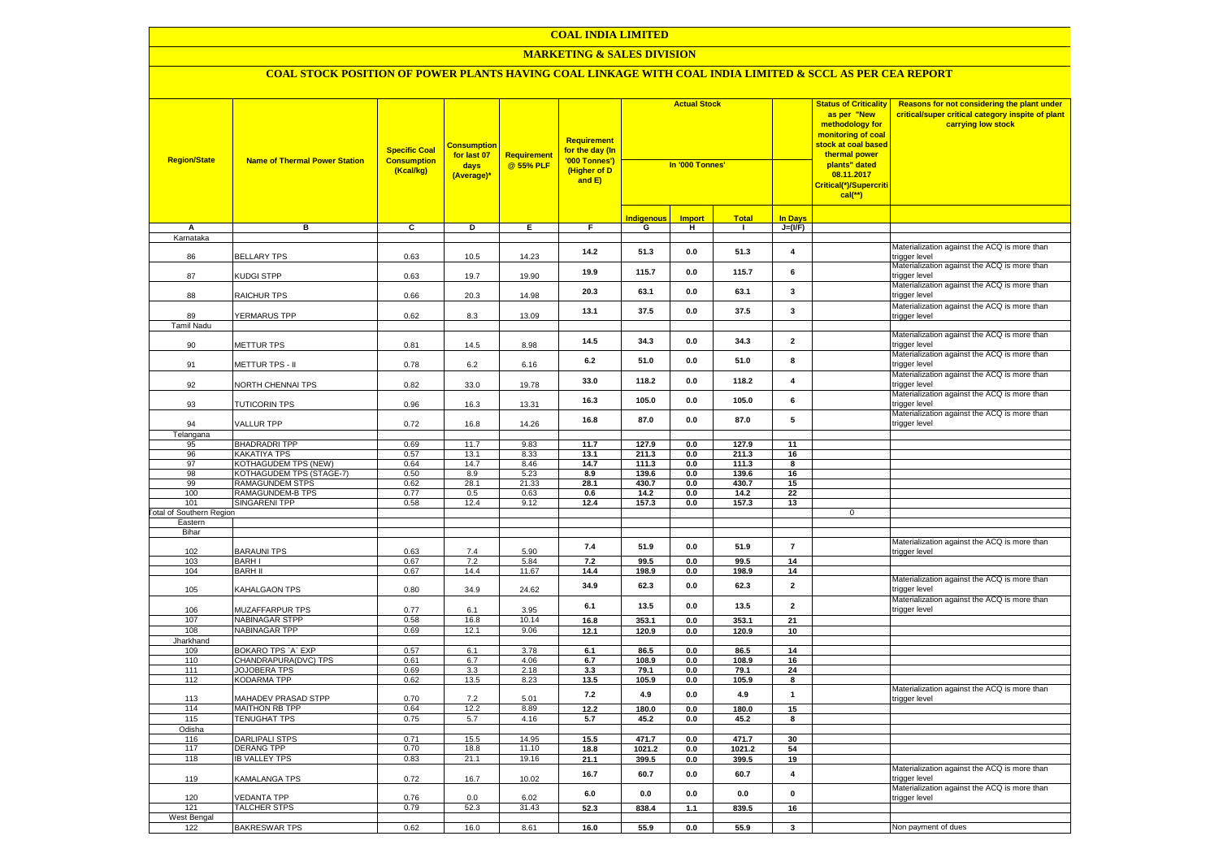# COAL INDIA LIMITED

## MARKETING & SALES DIVISION

### COAL STOCK POSITION OF POWER PLANTS HAVING COAL LINKAGE WITH COAL INDIA LIMITED & SCCL AS PER CEA REPORT

| Region/State | Name of Thermal Power Station | Specific Coal Consumption (Kcal/kg) | Consumption for last 07 days (Average)* | Requirement @ 55% PLF | Requirement for the day (In '000 Tonnes') (Higher of D and E) | Actual Stock In '000 Tonnes' | | | | Status of Criticality as per "New methodology for monitoring of coal stock at coal based thermal power plants" dated 08.11.2017 Critical(*)/Supercritical(**) | Reasons for not considering the plant under critical/super critical category inspite of plant carrying low stock |
|---|---|---|---|---|---|---|---|---|---|---|---|
| | | | | | | Indigenous | Import | Total | In Days | | |
| A | B | C | D | E | F | G | H | I | J=(I/F) | | |
| Karnataka | | | | | | | | | | | |
| 86 | BELLARY TPS | 0.63 | 10.5 | 14.23 | 14.2 | 51.3 | 0.0 | 51.3 | 4 | | Materialization against the ACQ is more than trigger level |
| 87 | KUDGI STPP | 0.63 | 19.7 | 19.90 | 19.9 | 115.7 | 0.0 | 115.7 | 6 | | Materialization against the ACQ is more than trigger level |
| 88 | RAICHUR TPS | 0.66 | 20.3 | 14.98 | 20.3 | 63.1 | 0.0 | 63.1 | 3 | | Materialization against the ACQ is more than trigger level |
| 89 | YERMARUS TPP | 0.62 | 8.3 | 13.09 | 13.1 | 37.5 | 0.0 | 37.5 | 3 | | Materialization against the ACQ is more than trigger level |
| Tamil Nadu | | | | | | | | | | | |
| 90 | METTUR TPS | 0.81 | 14.5 | 8.98 | 14.5 | 34.3 | 0.0 | 34.3 | 2 | | Materialization against the ACQ is more than trigger level |
| 91 | METTUR TPS - II | 0.78 | 6.2 | 6.16 | 6.2 | 51.0 | 0.0 | 51.0 | 8 | | Materialization against the ACQ is more than trigger level |
| 92 | NORTH CHENNAI TPS | 0.82 | 33.0 | 19.78 | 33.0 | 118.2 | 0.0 | 118.2 | 4 | | Materialization against the ACQ is more than trigger level |
| 93 | TUTICORIN TPS | 0.96 | 16.3 | 13.31 | 16.3 | 105.0 | 0.0 | 105.0 | 6 | | Materialization against the ACQ is more than trigger level |
| 94 | VALLUR TPP | 0.72 | 16.8 | 14.26 | 16.8 | 87.0 | 0.0 | 87.0 | 5 | | Materialization against the ACQ is more than trigger level |
| Telangana | | | | | | | | | | | |
| 95 | BHADRADRI TPP | 0.69 | 11.7 | 9.83 | 11.7 | 127.9 | 0.0 | 127.9 | 11 | | |
| 96 | KAKATIYA TPS | 0.57 | 13.1 | 8.33 | 13.1 | 211.3 | 0.0 | 211.3 | 16 | | |
| 97 | KOTHAGUDEM TPS (NEW) | 0.64 | 14.7 | 8.46 | 14.7 | 111.3 | 0.0 | 111.3 | 8 | | |
| 98 | KOTHAGUDEM TPS (STAGE-7) | 0.50 | 8.9 | 5.23 | 8.9 | 139.6 | 0.0 | 139.6 | 16 | | |
| 99 | RAMAGUNDEM STPS | 0.62 | 28.1 | 21.33 | 28.1 | 430.7 | 0.0 | 430.7 | 15 | | |
| 100 | RAMAGUNDEM-B TPS | 0.77 | 0.5 | 0.63 | 0.6 | 14.2 | 0.0 | 14.2 | 22 | | |
| 101 | SINGARENI TPP | 0.58 | 12.4 | 9.12 | 12.4 | 157.3 | 0.0 | 157.3 | 13 | | |
| Total of Southern Region | | | | | | | | | | 0 | |
| Eastern | | | | | | | | | | | |
| Bihar | | | | | | | | | | | |
| 102 | BARAUNI TPS | 0.63 | 7.4 | 5.90 | 7.4 | 51.9 | 0.0 | 51.9 | 7 | | Materialization against the ACQ is more than trigger level |
| 103 | BARH I | 0.67 | 7.2 | 5.84 | 7.2 | 99.5 | 0.0 | 99.5 | 14 | | |
| 104 | BARH II | 0.67 | 14.4 | 11.67 | 14.4 | 198.9 | 0.0 | 198.9 | 14 | | |
| 105 | KAHALGAON TPS | 0.80 | 34.9 | 24.62 | 34.9 | 62.3 | 0.0 | 62.3 | 2 | | Materialization against the ACQ is more than trigger level |
| 106 | MUZAFFARPUR TPS | 0.77 | 6.1 | 3.95 | 6.1 | 13.5 | 0.0 | 13.5 | 2 | | Materialization against the ACQ is more than trigger level |
| 107 | NABINAGAR STPP | 0.58 | 16.8 | 10.14 | 16.8 | 353.1 | 0.0 | 353.1 | 21 | | |
| 108 | NABINAGAR TPP | 0.69 | 12.1 | 9.06 | 12.1 | 120.9 | 0.0 | 120.9 | 10 | | |
| Jharkhand | | | | | | | | | | | |
| 109 | BOKARO TPS `A` EXP | 0.57 | 6.1 | 3.78 | 6.1 | 86.5 | 0.0 | 86.5 | 14 | | |
| 110 | CHANDRAPURA(DVC) TPS | 0.61 | 6.7 | 4.06 | 6.7 | 108.9 | 0.0 | 108.9 | 16 | | |
| 111 | JOJOBERA TPS | 0.69 | 3.3 | 2.18 | 3.3 | 79.1 | 0.0 | 79.1 | 24 | | |
| 112 | KODARMA TPP | 0.62 | 13.5 | 8.23 | 13.5 | 105.9 | 0.0 | 105.9 | 8 | | |
| 113 | MAHADEV PRASAD STPP | 0.70 | 7.2 | 5.01 | 7.2 | 4.9 | 0.0 | 4.9 | 1 | | Materialization against the ACQ is more than trigger level |
| 114 | MAITHON RB TPP | 0.64 | 12.2 | 8.89 | 12.2 | 180.0 | 0.0 | 180.0 | 15 | | |
| 115 | TENUGHAT TPS | 0.75 | 5.7 | 4.16 | 5.7 | 45.2 | 0.0 | 45.2 | 8 | | |
| Odisha | | | | | | | | | | | |
| 116 | DARLIPALI STPS | 0.71 | 15.5 | 14.95 | 15.5 | 471.7 | 0.0 | 471.7 | 30 | | |
| 117 | DERANG TPP | 0.70 | 18.8 | 11.10 | 18.8 | 1021.2 | 0.0 | 1021.2 | 54 | | |
| 118 | IB VALLEY TPS | 0.83 | 21.1 | 19.16 | 21.1 | 399.5 | 0.0 | 399.5 | 19 | | |
| 119 | KAMALANGA TPS | 0.72 | 16.7 | 10.02 | 16.7 | 60.7 | 0.0 | 60.7 | 4 | | Materialization against the ACQ is more than trigger level |
| 120 | VEDANTA TPP | 0.76 | 0.0 | 6.02 | 6.0 | 0.0 | 0.0 | 0.0 | 0 | | Materialization against the ACQ is more than trigger level |
| 121 | TALCHER STPS | 0.79 | 52.3 | 31.43 | 52.3 | 838.4 | 1.1 | 839.5 | 16 | | |
| West Bengal | | | | | | | | | | | |
| 122 | BAKRESWAR TPS | 0.62 | 16.0 | 8.61 | 16.0 | 55.9 | 0.0 | 55.9 | 3 | | Non payment of dues |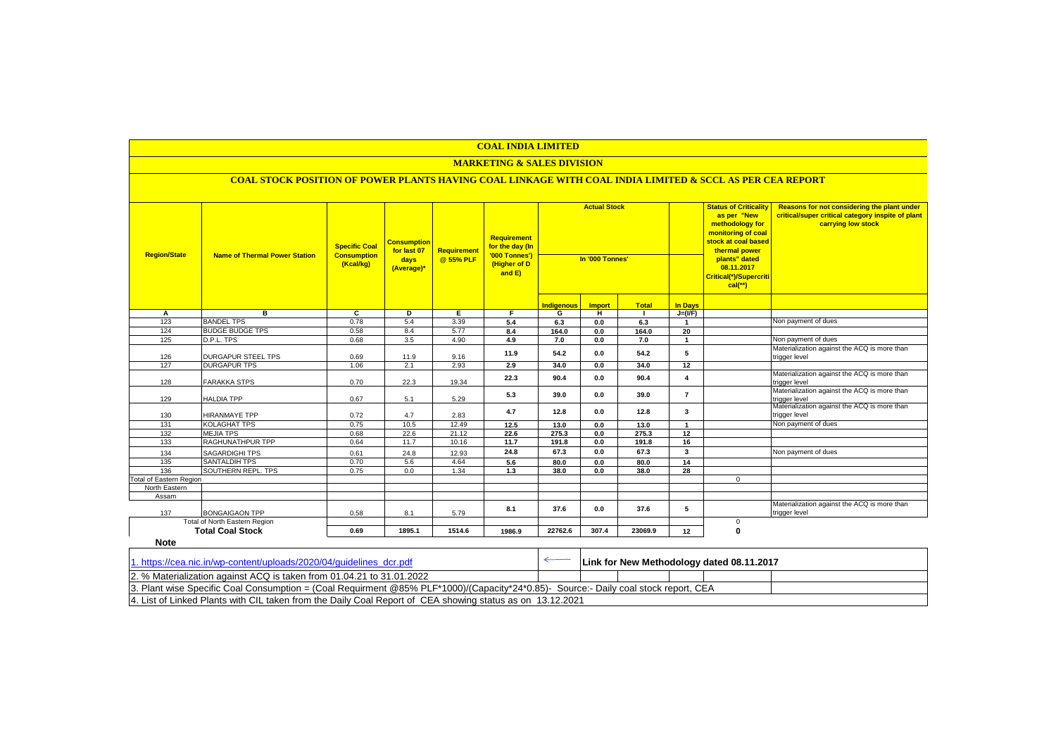# COAL INDIA LIMITED

## MARKETING & SALES DIVISION

### COAL STOCK POSITION OF POWER PLANTS HAVING COAL LINKAGE WITH COAL INDIA LIMITED & SCCL AS PER CEA REPORT

| Region/State | Name of Thermal Power Station | Specific Coal Consumption (Kcal/kg) | Consumption for last 07 days (Average)* | Requirement @ 55% PLF | Requirement for the day (In '000 Tonnes') (Higher of D and E) | Actual Stock In '000 Tonnes' | | | | Status of Criticality as per "New methodology for monitoring of coal stock at coal based thermal power plants" dated 08.11.2017 Critical(*)/Supercritical(**) | Reasons for not considering the plant under critical/super critical category inspite of plant carrying low stock |
|---|---|---|---|---|---|---|---|---|---|---|---|
| | | | | | | Indigenous | Import | Total | In Days | | |
| A | B | C | D | E | F | G | H | I | J=(I/F) | | |
| 123 | BANDEL TPS | 0.78 | 5.4 | 3.39 | 5.4 | 6.3 | 0.0 | 6.3 | 1 | | Non payment of dues |
| 124 | BUDGE BUDGE TPS | 0.58 | 8.4 | 5.77 | 8.4 | 164.0 | 0.0 | 164.0 | 20 | | |
| 125 | D.P.L. TPS | 0.68 | 3.5 | 4.90 | 4.9 | 7.0 | 0.0 | 7.0 | 1 | | Non payment of dues |
| 126 | DURGAPUR STEEL TPS | 0.69 | 11.9 | 9.16 | 11.9 | 54.2 | 0.0 | 54.2 | 5 | | Materialization against the ACQ is more than trigger level |
| 127 | DURGAPUR TPS | 1.06 | 2.1 | 2.93 | 2.9 | 34.0 | 0.0 | 34.0 | 12 | | |
| 128 | FARAKKA STPS | 0.70 | 22.3 | 19.34 | 22.3 | 90.4 | 0.0 | 90.4 | 4 | | Materialization against the ACQ is more than trigger level |
| 129 | HALDIA TPP | 0.67 | 5.1 | 5.29 | 5.3 | 39.0 | 0.0 | 39.0 | 7 | | Materialization against the ACQ is more than trigger level |
| 130 | HIRANMAYE TPP | 0.72 | 4.7 | 2.83 | 4.7 | 12.8 | 0.0 | 12.8 | 3 | | Materialization against the ACQ is more than trigger level |
| 131 | KOLAGHAT TPS | 0.75 | 10.5 | 12.49 | 12.5 | 13.0 | 0.0 | 13.0 | 1 | | Non payment of dues |
| 132 | MEJIA TPS | 0.68 | 22.6 | 21.12 | 22.6 | 275.3 | 0.0 | 275.3 | 12 | | |
| 133 | RAGHUNATHPUR TPP | 0.64 | 11.7 | 10.16 | 11.7 | 191.8 | 0.0 | 191.8 | 16 | | |
| 134 | SAGARDIGHI TPS | 0.61 | 24.8 | 12.93 | 24.8 | 67.3 | 0.0 | 67.3 | 3 | | Non payment of dues |
| 135 | SANTALDIH TPS | 0.70 | 5.6 | 4.64 | 5.6 | 80.0 | 0.0 | 80.0 | 14 | | |
| 136 | SOUTHERN REPL. TPS | 0.75 | 0.0 | 1.34 | 1.3 | 38.0 | 0.0 | 38.0 | 28 | | |
| Total of Eastern Region | | | | | | | | | | 0 | |
| North Eastern | | | | | | | | | | | |
| Assam | | | | | | | | | | | |
| 137 | BONGAIGAON TPP | 0.58 | 8.1 | 5.79 | 8.1 | 37.6 | 0.0 | 37.6 | 5 | | Materialization against the ACQ is more than trigger level |
| Total of North Eastern Region | | | | | | | | | | 0 | |
| **Total Coal Stock** | | **0.69** | **1895.1** | **1514.6** | **1986.9** | **22762.6** | **307.4** | **23069.9** | **12** | **0** | |

**Note**

1. https://cea.nic.in/wp-content/uploads/2020/04/guidelines_dcr.pdf ← **Link for New Methodology dated 08.11.2017**
2. % Materialization against ACQ is taken from 01.04.21 to 31.01.2022
3. Plant wise Specific Coal Consumption = (Coal Requirment @85% PLF*1000)/(Capacity*24*0.85)- Source:- Daily coal stock report, CEA
4. List of Linked Plants with CIL taken from the Daily Coal Report of CEA showing status as on 13.12.2021